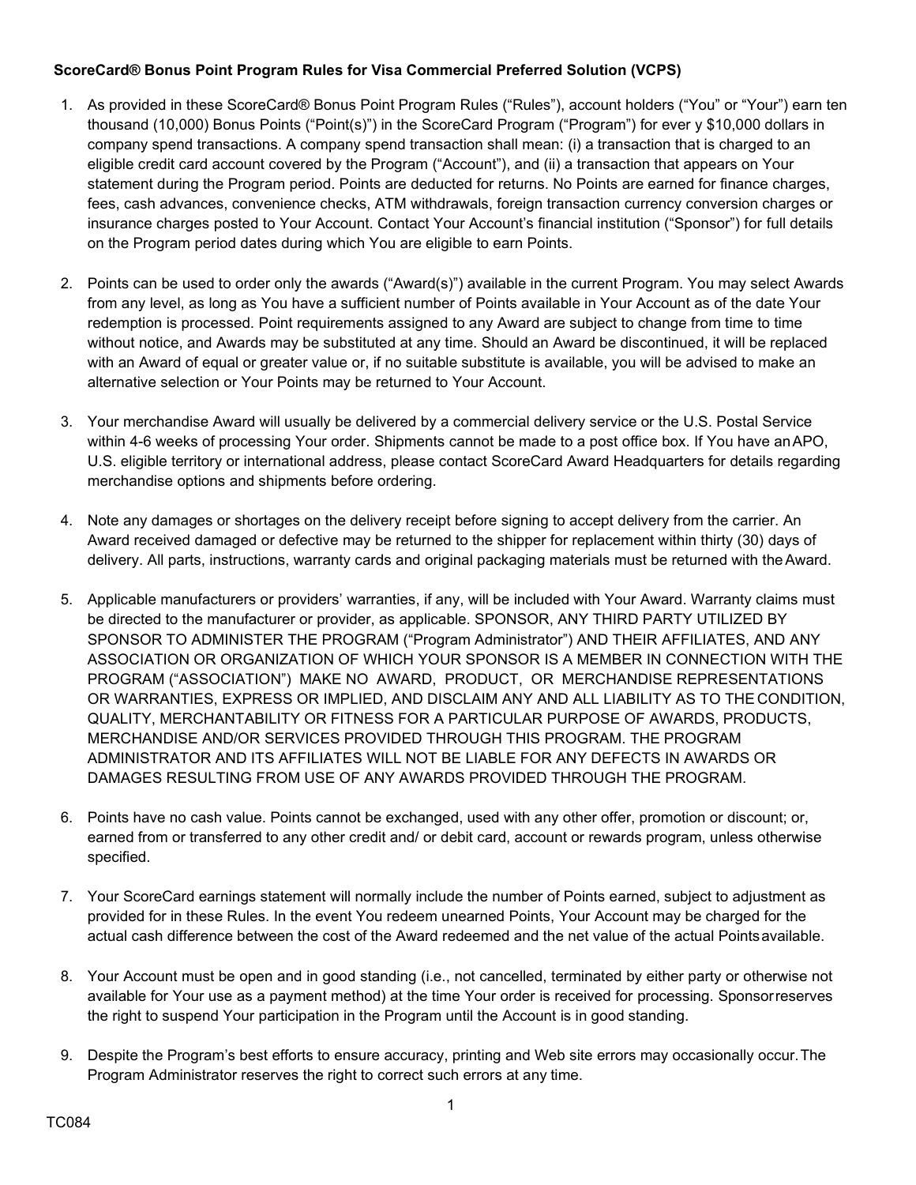**ScoreCard® Bonus Point Program Rules for Visa Commercial Preferred Solution (VCPS)**

1. As provided in these ScoreCard® Bonus Point Program Rules ("Rules"), account holders ("You" or "Your") earn ten thousand (10,000) Bonus Points ("Point(s)") in the ScoreCard Program ("Program") for ever y $10,000 dollars in company spend transactions. A company spend transaction shall mean: (i) a transaction that is charged to an eligible credit card account covered by the Program ("Account"), and (ii) a transaction that appears on Your statement during the Program period. Points are deducted for returns. No Points are earned for finance charges, fees, cash advances, convenience checks, ATM withdrawals, foreign transaction currency conversion charges or insurance charges posted to Your Account. Contact Your Account's financial institution ("Sponsor") for full details on the Program period dates during which You are eligible to earn Points.

2. Points can be used to order only the awards ("Award(s)") available in the current Program. You may select Awards from any level, as long as You have a sufficient number of Points available in Your Account as of the date Your redemption is processed. Point requirements assigned to any Award are subject to change from time to time without notice, and Awards may be substituted at any time. Should an Award be discontinued, it will be replaced with an Award of equal or greater value or, if no suitable substitute is available, you will be advised to make an alternative selection or Your Points may be returned to Your Account.

3. Your merchandise Award will usually be delivered by a commercial delivery service or the U.S. Postal Service within 4-6 weeks of processing Your order. Shipments cannot be made to a post office box. If You have an APO, U.S. eligible territory or international address, please contact ScoreCard Award Headquarters for details regarding merchandise options and shipments before ordering.

4. Note any damages or shortages on the delivery receipt before signing to accept delivery from the carrier. An Award received damaged or defective may be returned to the shipper for replacement within thirty (30) days of delivery. All parts, instructions, warranty cards and original packaging materials must be returned with the Award.

5. Applicable manufacturers or providers' warranties, if any, will be included with Your Award. Warranty claims must be directed to the manufacturer or provider, as applicable. SPONSOR, ANY THIRD PARTY UTILIZED BY SPONSOR TO ADMINISTER THE PROGRAM ("Program Administrator") AND THEIR AFFILIATES, AND ANY ASSOCIATION OR ORGANIZATION OF WHICH YOUR SPONSOR IS A MEMBER IN CONNECTION WITH THE PROGRAM ("ASSOCIATION") MAKE NO AWARD, PRODUCT, OR MERCHANDISE REPRESENTATIONS OR WARRANTIES, EXPRESS OR IMPLIED, AND DISCLAIM ANY AND ALL LIABILITY AS TO THE CONDITION, QUALITY, MERCHANTABILITY OR FITNESS FOR A PARTICULAR PURPOSE OF AWARDS, PRODUCTS, MERCHANDISE AND/OR SERVICES PROVIDED THROUGH THIS PROGRAM. THE PROGRAM ADMINISTRATOR AND ITS AFFILIATES WILL NOT BE LIABLE FOR ANY DEFECTS IN AWARDS OR DAMAGES RESULTING FROM USE OF ANY AWARDS PROVIDED THROUGH THE PROGRAM.

6. Points have no cash value. Points cannot be exchanged, used with any other offer, promotion or discount; or, earned from or transferred to any other credit and/ or debit card, account or rewards program, unless otherwise specified.

7. Your ScoreCard earnings statement will normally include the number of Points earned, subject to adjustment as provided for in these Rules. In the event You redeem unearned Points, Your Account may be charged for the actual cash difference between the cost of the Award redeemed and the net value of the actual Points available.

8. Your Account must be open and in good standing (i.e., not cancelled, terminated by either party or otherwise not available for Your use as a payment method) at the time Your order is received for processing. Sponsor reserves the right to suspend Your participation in the Program until the Account is in good standing.

9. Despite the Program's best efforts to ensure accuracy, printing and Web site errors may occasionally occur. The Program Administrator reserves the right to correct such errors at any time.

TC084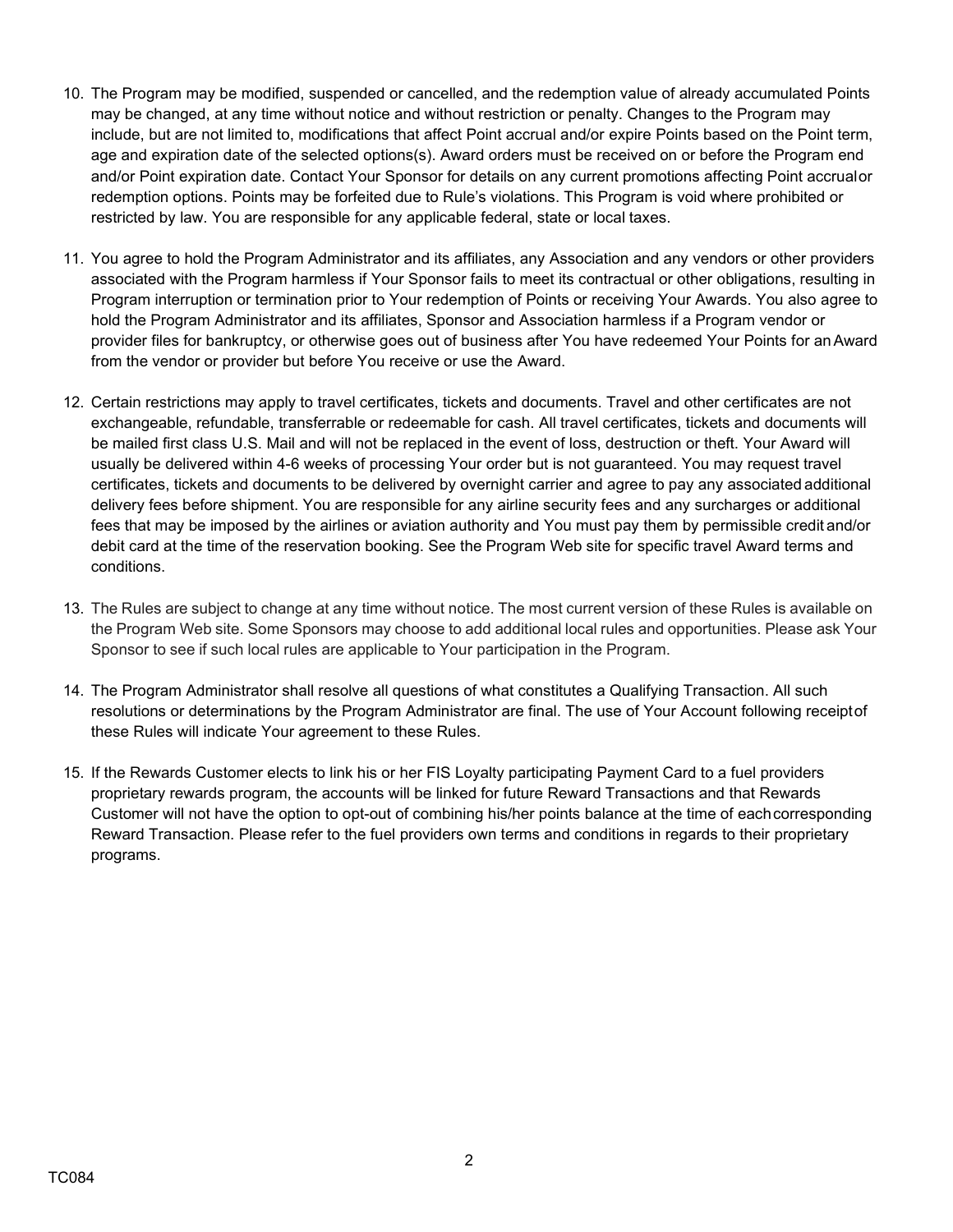10. The Program may be modified, suspended or cancelled, and the redemption value of already accumulated Points may be changed, at any time without notice and without restriction or penalty. Changes to the Program may include, but are not limited to, modifications that affect Point accrual and/or expire Points based on the Point term, age and expiration date of the selected options(s). Award orders must be received on or before the Program end and/or Point expiration date. Contact Your Sponsor for details on any current promotions affecting Point accrual or redemption options. Points may be forfeited due to Rule's violations. This Program is void where prohibited or restricted by law. You are responsible for any applicable federal, state or local taxes.

11. You agree to hold the Program Administrator and its affiliates, any Association and any vendors or other providers associated with the Program harmless if Your Sponsor fails to meet its contractual or other obligations, resulting in Program interruption or termination prior to Your redemption of Points or receiving Your Awards. You also agree to hold the Program Administrator and its affiliates, Sponsor and Association harmless if a Program vendor or provider files for bankruptcy, or otherwise goes out of business after You have redeemed Your Points for an Award from the vendor or provider but before You receive or use the Award.

12. Certain restrictions may apply to travel certificates, tickets and documents. Travel and other certificates are not exchangeable, refundable, transferrable or redeemable for cash. All travel certificates, tickets and documents will be mailed first class U.S. Mail and will not be replaced in the event of loss, destruction or theft. Your Award will usually be delivered within 4-6 weeks of processing Your order but is not guaranteed. You may request travel certificates, tickets and documents to be delivered by overnight carrier and agree to pay any associated additional delivery fees before shipment. You are responsible for any airline security fees and any surcharges or additional fees that may be imposed by the airlines or aviation authority and You must pay them by permissible credit and/or debit card at the time of the reservation booking. See the Program Web site for specific travel Award terms and conditions.

13. The Rules are subject to change at any time without notice. The most current version of these Rules is available on the Program Web site. Some Sponsors may choose to add additional local rules and opportunities. Please ask Your Sponsor to see if such local rules are applicable to Your participation in the Program.

14. The Program Administrator shall resolve all questions of what constitutes a Qualifying Transaction. All such resolutions or determinations by the Program Administrator are final. The use of Your Account following receipt of these Rules will indicate Your agreement to these Rules.

15. If the Rewards Customer elects to link his or her FIS Loyalty participating Payment Card to a fuel providers proprietary rewards program, the accounts will be linked for future Reward Transactions and that Rewards Customer will not have the option to opt-out of combining his/her points balance at the time of each corresponding Reward Transaction. Please refer to the fuel providers own terms and conditions in regards to their proprietary programs.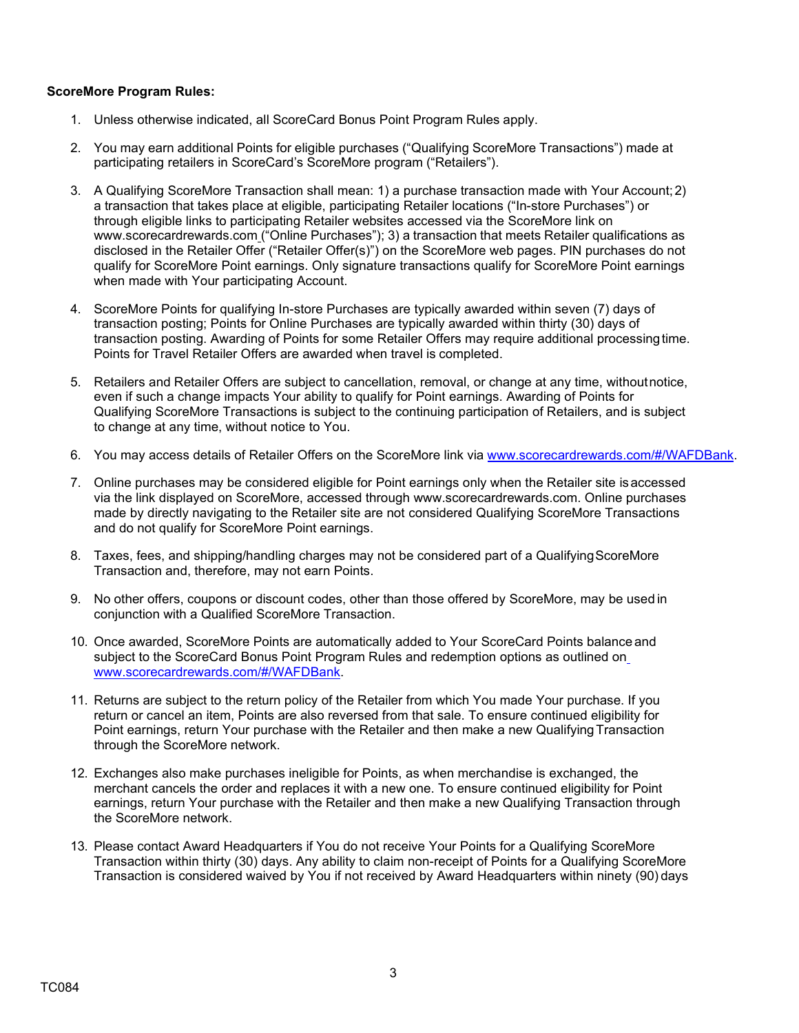**ScoreMore Program Rules:**

1. Unless otherwise indicated, all ScoreCard Bonus Point Program Rules apply.

2. You may earn additional Points for eligible purchases ("Qualifying ScoreMore Transactions") made at participating retailers in ScoreCard's ScoreMore program ("Retailers").

3. A Qualifying ScoreMore Transaction shall mean: 1) a purchase transaction made with Your Account; 2) a transaction that takes place at eligible, participating Retailer locations ("In-store Purchases") or through eligible links to participating Retailer websites accessed via the ScoreMore link on www.scorecardrewards.com ("Online Purchases"); 3) a transaction that meets Retailer qualifications as disclosed in the Retailer Offer ("Retailer Offer(s)") on the ScoreMore web pages. PIN purchases do not qualify for ScoreMore Point earnings. Only signature transactions qualify for ScoreMore Point earnings when made with Your participating Account.

4. ScoreMore Points for qualifying In-store Purchases are typically awarded within seven (7) days of transaction posting; Points for Online Purchases are typically awarded within thirty (30) days of transaction posting. Awarding of Points for some Retailer Offers may require additional processing time. Points for Travel Retailer Offers are awarded when travel is completed.

5. Retailers and Retailer Offers are subject to cancellation, removal, or change at any time, without notice, even if such a change impacts Your ability to qualify for Point earnings. Awarding of Points for Qualifying ScoreMore Transactions is subject to the continuing participation of Retailers, and is subject to change at any time, without notice to You.

6. You may access details of Retailer Offers on the ScoreMore link via www.scorecardrewards.com/#/WAFDBank.

7. Online purchases may be considered eligible for Point earnings only when the Retailer site is accessed via the link displayed on ScoreMore, accessed through www.scorecardrewards.com. Online purchases made by directly navigating to the Retailer site are not considered Qualifying ScoreMore Transactions and do not qualify for ScoreMore Point earnings.

8. Taxes, fees, and shipping/handling charges may not be considered part of a Qualifying ScoreMore Transaction and, therefore, may not earn Points.

9. No other offers, coupons or discount codes, other than those offered by ScoreMore, may be used in conjunction with a Qualified ScoreMore Transaction.

10. Once awarded, ScoreMore Points are automatically added to Your ScoreCard Points balance and subject to the ScoreCard Bonus Point Program Rules and redemption options as outlined on www.scorecardrewards.com/#/WAFDBank.

11. Returns are subject to the return policy of the Retailer from which You made Your purchase. If you return or cancel an item, Points are also reversed from that sale. To ensure continued eligibility for Point earnings, return Your purchase with the Retailer and then make a new Qualifying Transaction through the ScoreMore network.

12. Exchanges also make purchases ineligible for Points, as when merchandise is exchanged, the merchant cancels the order and replaces it with a new one. To ensure continued eligibility for Point earnings, return Your purchase with the Retailer and then make a new Qualifying Transaction through the ScoreMore network.

13. Please contact Award Headquarters if You do not receive Your Points for a Qualifying ScoreMore Transaction within thirty (30) days. Any ability to claim non-receipt of Points for a Qualifying ScoreMore Transaction is considered waived by You if not received by Award Headquarters within ninety (90) days

TC084